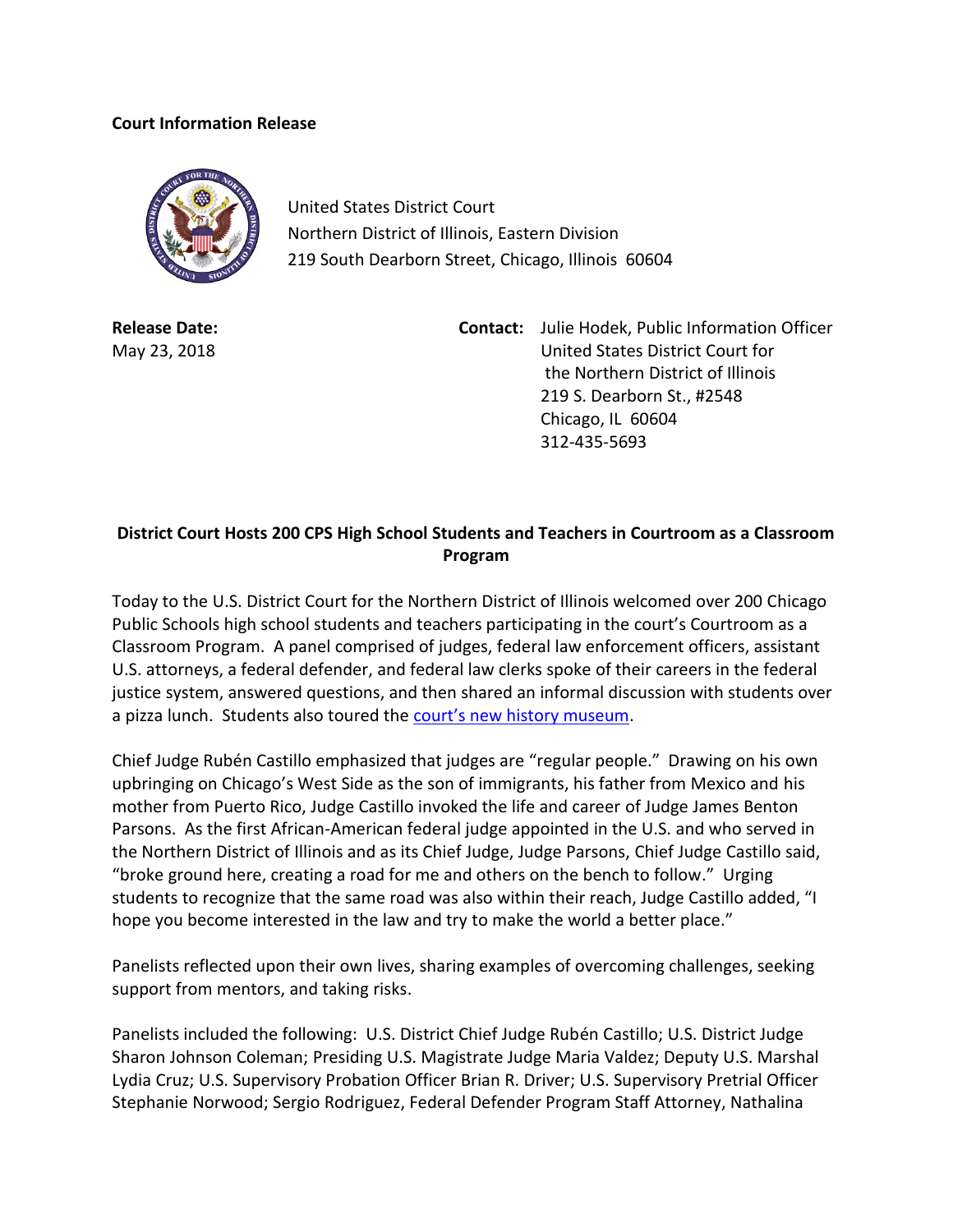**Court Information Release**

United States District Court
Northern District of Illinois, Eastern Division
219 South Dearborn Street, Chicago, Illinois 60604

**Release Date:**
May 23, 2018

**Contact:** Julie Hodek, Public Information Officer
United States District Court for
the Northern District of Illinois
219 S. Dearborn St., #2548
Chicago, IL 60604
312-435-5693

## District Court Hosts 200 CPS High School Students and Teachers in Courtroom as a Classroom Program

Today to the U.S. District Court for the Northern District of Illinois welcomed over 200 Chicago Public Schools high school students and teachers participating in the court's Courtroom as a Classroom Program. A panel comprised of judges, federal law enforcement officers, assistant U.S. attorneys, a federal defender, and federal law clerks spoke of their careers in the federal justice system, answered questions, and then shared an informal discussion with students over a pizza lunch. Students also toured the court's new history museum.

Chief Judge Rubén Castillo emphasized that judges are "regular people." Drawing on his own upbringing on Chicago's West Side as the son of immigrants, his father from Mexico and his mother from Puerto Rico, Judge Castillo invoked the life and career of Judge James Benton Parsons. As the first African-American federal judge appointed in the U.S. and who served in the Northern District of Illinois and as its Chief Judge, Judge Parsons, Chief Judge Castillo said, "broke ground here, creating a road for me and others on the bench to follow." Urging students to recognize that the same road was also within their reach, Judge Castillo added, "I hope you become interested in the law and try to make the world a better place."

Panelists reflected upon their own lives, sharing examples of overcoming challenges, seeking support from mentors, and taking risks.

Panelists included the following: U.S. District Chief Judge Rubén Castillo; U.S. District Judge Sharon Johnson Coleman; Presiding U.S. Magistrate Judge Maria Valdez; Deputy U.S. Marshal Lydia Cruz; U.S. Supervisory Probation Officer Brian R. Driver; U.S. Supervisory Pretrial Officer Stephanie Norwood; Sergio Rodriguez, Federal Defender Program Staff Attorney, Nathalina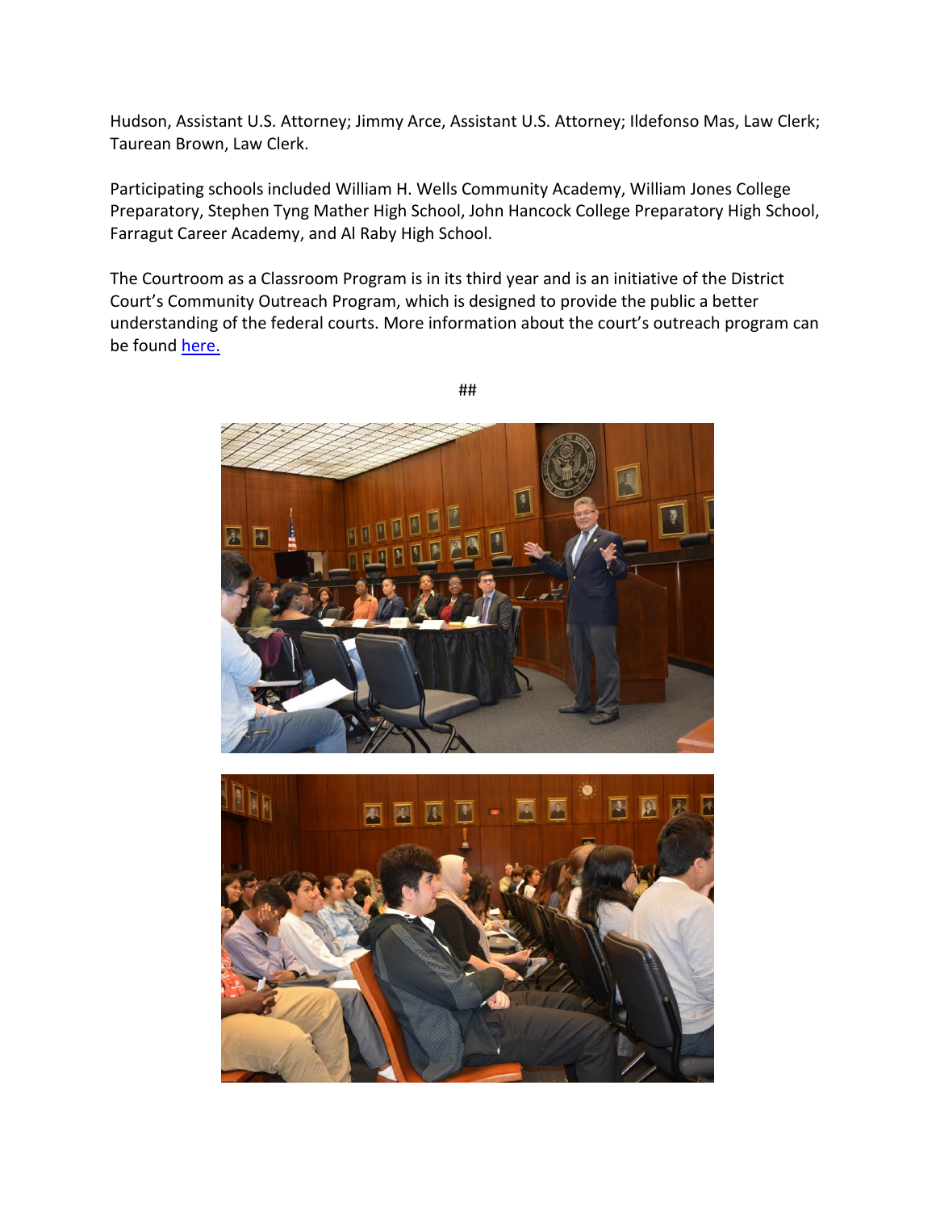Hudson, Assistant U.S. Attorney; Jimmy Arce, Assistant U.S. Attorney; Ildefonso Mas, Law Clerk; Taurean Brown, Law Clerk.

Participating schools included William H. Wells Community Academy, William Jones College Preparatory, Stephen Tyng Mather High School, John Hancock College Preparatory High School, Farragut Career Academy, and Al Raby High School.

The Courtroom as a Classroom Program is in its third year and is an initiative of the District Court's Community Outreach Program, which is designed to provide the public a better understanding of the federal courts. More information about the court's outreach program can be found here.

##